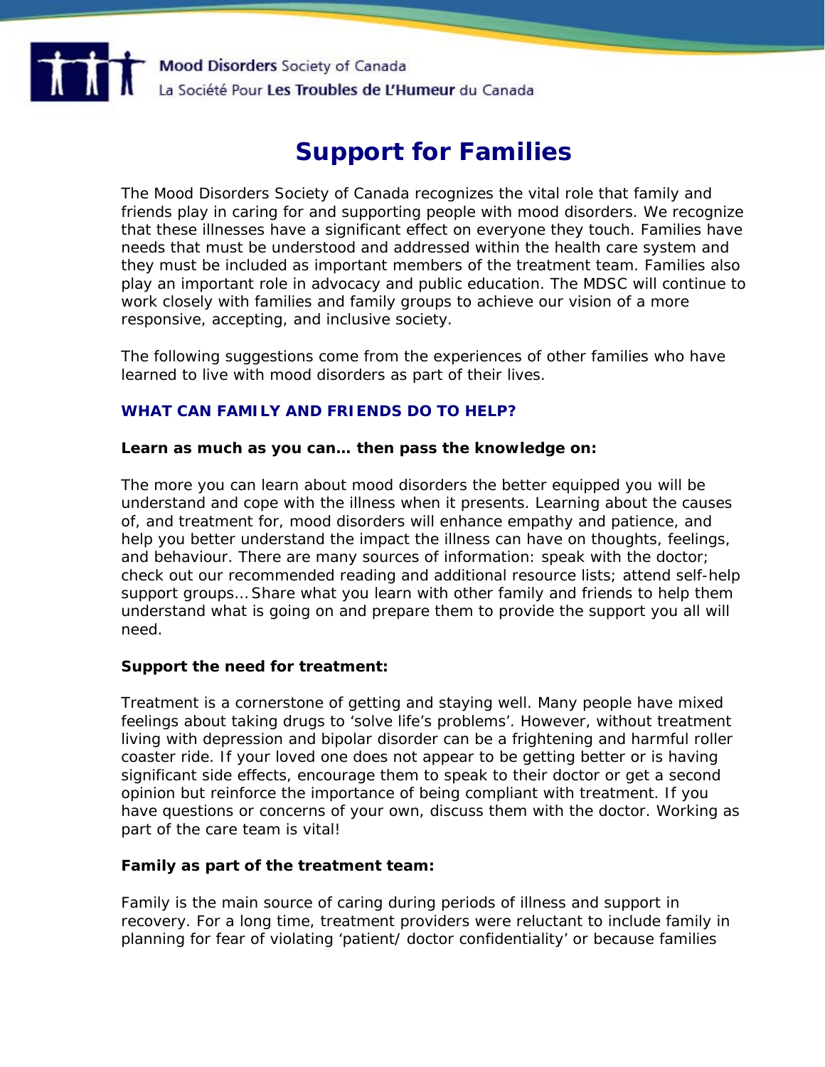Mood Disorders Society of Canada
La Société Pour Les Troubles de L'Humeur du Canada

# Support for Families

The Mood Disorders Society of Canada recognizes the vital role that family and friends play in caring for and supporting people with mood disorders. We recognize that these illnesses have a significant effect on everyone they touch. Families have needs that must be understood and addressed within the health care system and they must be included as important members of the treatment team. Families also play an important role in advocacy and public education. The MDSC will continue to work closely with families and family groups to achieve our vision of a more responsive, accepting, and inclusive society.

The following suggestions come from the experiences of other families who have learned to live with mood disorders as part of their lives.

## WHAT CAN FAMILY AND FRIENDS DO TO HELP?

**Learn as much as you can… then pass the knowledge on:**

The more you can learn about mood disorders the better equipped you will be understand and cope with the illness when it presents. Learning about the causes of, and treatment for, mood disorders will enhance empathy and patience, and help you better understand the impact the illness can have on thoughts, feelings, and behaviour. There are many sources of information: speak with the doctor; check out our recommended reading and additional resource lists; attend self-help support groups… Share what you learn with other family and friends to help them understand what is going on and prepare them to provide the support you all will need.

**Support the need for treatment:**

Treatment is a cornerstone of getting and staying well. Many people have mixed feelings about taking drugs to 'solve life's problems'. However, without treatment living with depression and bipolar disorder can be a frightening and harmful roller coaster ride. If your loved one does not appear to be getting better or is having significant side effects, encourage them to speak to their doctor or get a second opinion but reinforce the importance of being compliant with treatment. If you have questions or concerns of your own, discuss them with the doctor. Working as part of the care team is vital!

**Family as part of the treatment team:**

Family is the main source of caring during periods of illness and support in recovery. For a long time, treatment providers were reluctant to include family in planning for fear of violating 'patient/ doctor confidentiality' or because families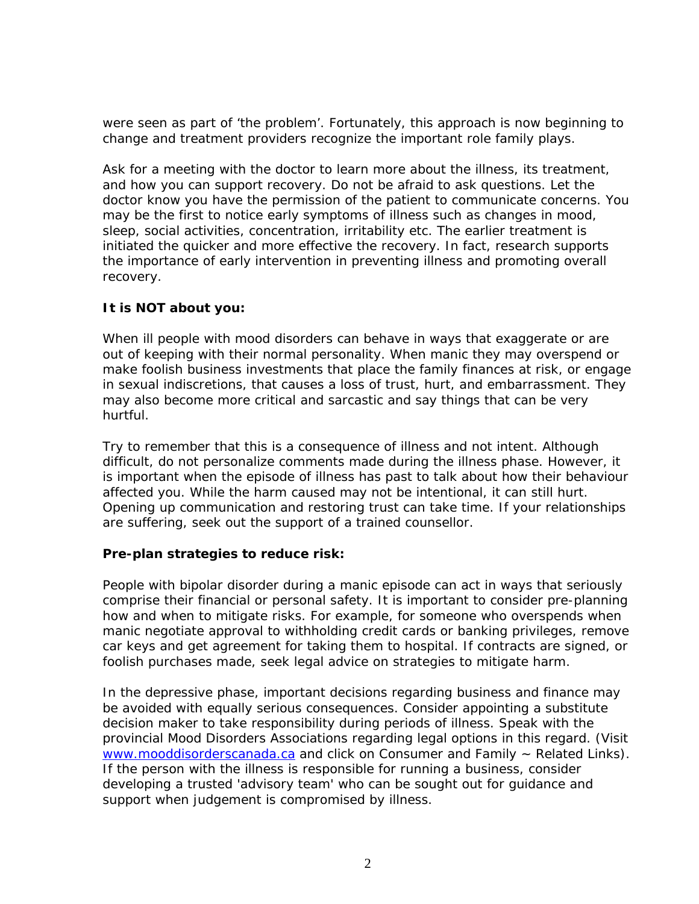were seen as part of 'the problem'. Fortunately, this approach is now beginning to change and treatment providers recognize the important role family plays.

Ask for a meeting with the doctor to learn more about the illness, its treatment, and how you can support recovery. Do not be afraid to ask questions. Let the doctor know you have the permission of the patient to communicate concerns. You may be the first to notice early symptoms of illness such as changes in mood, sleep, social activities, concentration, irritability etc. The earlier treatment is initiated the quicker and more effective the recovery. In fact, research supports the importance of early intervention in preventing illness and promoting overall recovery.

**It is NOT about you:**

When ill people with mood disorders can behave in ways that exaggerate or are out of keeping with their normal personality. When manic they may overspend or make foolish business investments that place the family finances at risk, or engage in sexual indiscretions, that causes a loss of trust, hurt, and embarrassment. They may also become more critical and sarcastic and say things that can be very hurtful.

Try to remember that this is a consequence of illness and not intent. Although difficult, do not personalize comments made during the illness phase. However, it is important when the episode of illness has past to talk about how their behaviour affected you. While the harm caused may not be intentional, it can still hurt. Opening up communication and restoring trust can take time. If your relationships are suffering, seek out the support of a trained counsellor.

**Pre-plan strategies to reduce risk:**

People with bipolar disorder during a manic episode can act in ways that seriously comprise their financial or personal safety. It is important to consider pre-planning how and when to mitigate risks. For example, for someone who overspends when manic negotiate approval to withholding credit cards or banking privileges, remove car keys and get agreement for taking them to hospital. If contracts are signed, or foolish purchases made, seek legal advice on strategies to mitigate harm.

In the depressive phase, important decisions regarding business and finance may be avoided with equally serious consequences. Consider appointing a substitute decision maker to take responsibility during periods of illness. Speak with the provincial Mood Disorders Associations regarding legal options in this regard. (Visit [www.mooddisorderscanada.ca](http://www.mooddisorderscanada.ca) and click on Consumer and Family ~ Related Links). If the person with the illness is responsible for running a business, consider developing a trusted 'advisory team' who can be sought out for guidance and support when judgement is compromised by illness.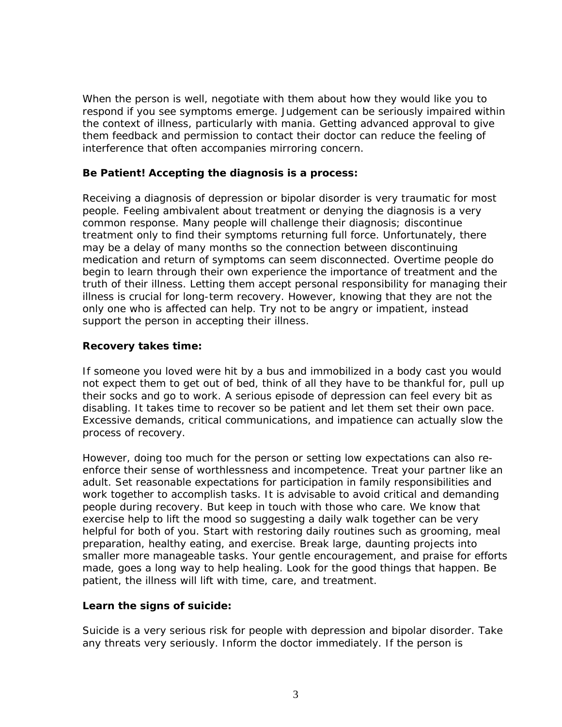When the person is well, negotiate with them about how they would like you to respond if you see symptoms emerge. Judgement can be seriously impaired within the context of illness, particularly with mania. Getting advanced approval to give them feedback and permission to contact their doctor can reduce the feeling of interference that often accompanies mirroring concern.

**Be Patient! Accepting the diagnosis is a process:**

Receiving a diagnosis of depression or bipolar disorder is very traumatic for most people. Feeling ambivalent about treatment or denying the diagnosis is a very common response. Many people will challenge their diagnosis; discontinue treatment only to find their symptoms returning full force. Unfortunately, there may be a delay of many months so the connection between discontinuing medication and return of symptoms can seem disconnected. Overtime people do begin to learn through their own experience the importance of treatment and the truth of their illness. Letting them accept personal responsibility for managing their illness is crucial for long-term recovery. However, knowing that they are not the only one who is affected can help. Try not to be angry or impatient, instead support the person in accepting their illness.

**Recovery takes time:**

If someone you loved were hit by a bus and immobilized in a body cast you would not expect them to get out of bed, think of all they have to be thankful for, pull up their socks and go to work. A serious episode of depression can feel every bit as disabling. It takes time to recover so be patient and let them set their own pace. Excessive demands, critical communications, and impatience can actually slow the process of recovery.

However, doing too much for the person or setting low expectations can also re-enforce their sense of worthlessness and incompetence. Treat your partner like an adult. Set reasonable expectations for participation in family responsibilities and work together to accomplish tasks. It is advisable to avoid critical and demanding people during recovery. But keep in touch with those who care. We know that exercise help to lift the mood so suggesting a daily walk together can be very helpful for both of you. Start with restoring daily routines such as grooming, meal preparation, healthy eating, and exercise. Break large, daunting projects into smaller more manageable tasks. Your gentle encouragement, and praise for efforts made, goes a long way to help healing. Look for the good things that happen. Be patient, the illness will lift with time, care, and treatment.

**Learn the signs of suicide:**

Suicide is a very serious risk for people with depression and bipolar disorder. Take any threats very seriously. Inform the doctor immediately. If the person is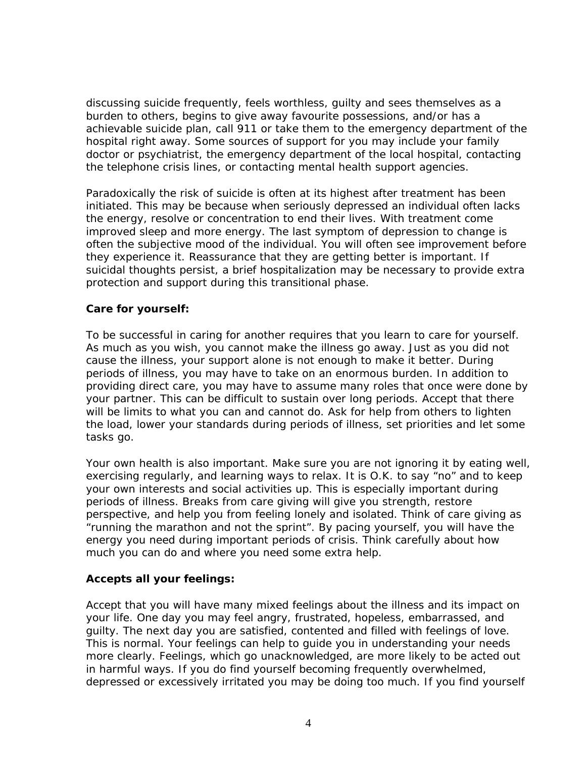discussing suicide frequently, feels worthless, guilty and sees themselves as a burden to others, begins to give away favourite possessions, and/or has a achievable suicide plan, call 911 or take them to the emergency department of the hospital right away. Some sources of support for you may include your family doctor or psychiatrist, the emergency department of the local hospital, contacting the telephone crisis lines, or contacting mental health support agencies.

Paradoxically the risk of suicide is often at its highest after treatment has been initiated. This may be because when seriously depressed an individual often lacks the energy, resolve or concentration to end their lives. With treatment come improved sleep and more energy. The last symptom of depression to change is often the subjective mood of the individual. You will often see improvement before they experience it. Reassurance that they are getting better is important. If suicidal thoughts persist, a brief hospitalization may be necessary to provide extra protection and support during this transitional phase.

**Care for yourself:**

To be successful in caring for another requires that you learn to care for yourself. As much as you wish, you cannot make the illness go away. Just as you did not cause the illness, your support alone is not enough to make it better. During periods of illness, you may have to take on an enormous burden. In addition to providing direct care, you may have to assume many roles that once were done by your partner. This can be difficult to sustain over long periods. Accept that there will be limits to what you can and cannot do. Ask for help from others to lighten the load, lower your standards during periods of illness, set priorities and let some tasks go.

Your own health is also important. Make sure you are not ignoring it by eating well, exercising regularly, and learning ways to relax. It is O.K. to say "no" and to keep your own interests and social activities up. This is especially important during periods of illness. Breaks from care giving will give you strength, restore perspective, and help you from feeling lonely and isolated. Think of care giving as "running the marathon and not the sprint". By pacing yourself, you will have the energy you need during important periods of crisis. Think carefully about how much you can do and where you need some extra help.

**Accepts all your feelings:**

Accept that you will have many mixed feelings about the illness and its impact on your life. One day you may feel angry, frustrated, hopeless, embarrassed, and guilty. The next day you are satisfied, contented and filled with feelings of love. This is normal. Your feelings can help to guide you in understanding your needs more clearly. Feelings, which go unacknowledged, are more likely to be acted out in harmful ways. If you do find yourself becoming frequently overwhelmed, depressed or excessively irritated you may be doing too much. If you find yourself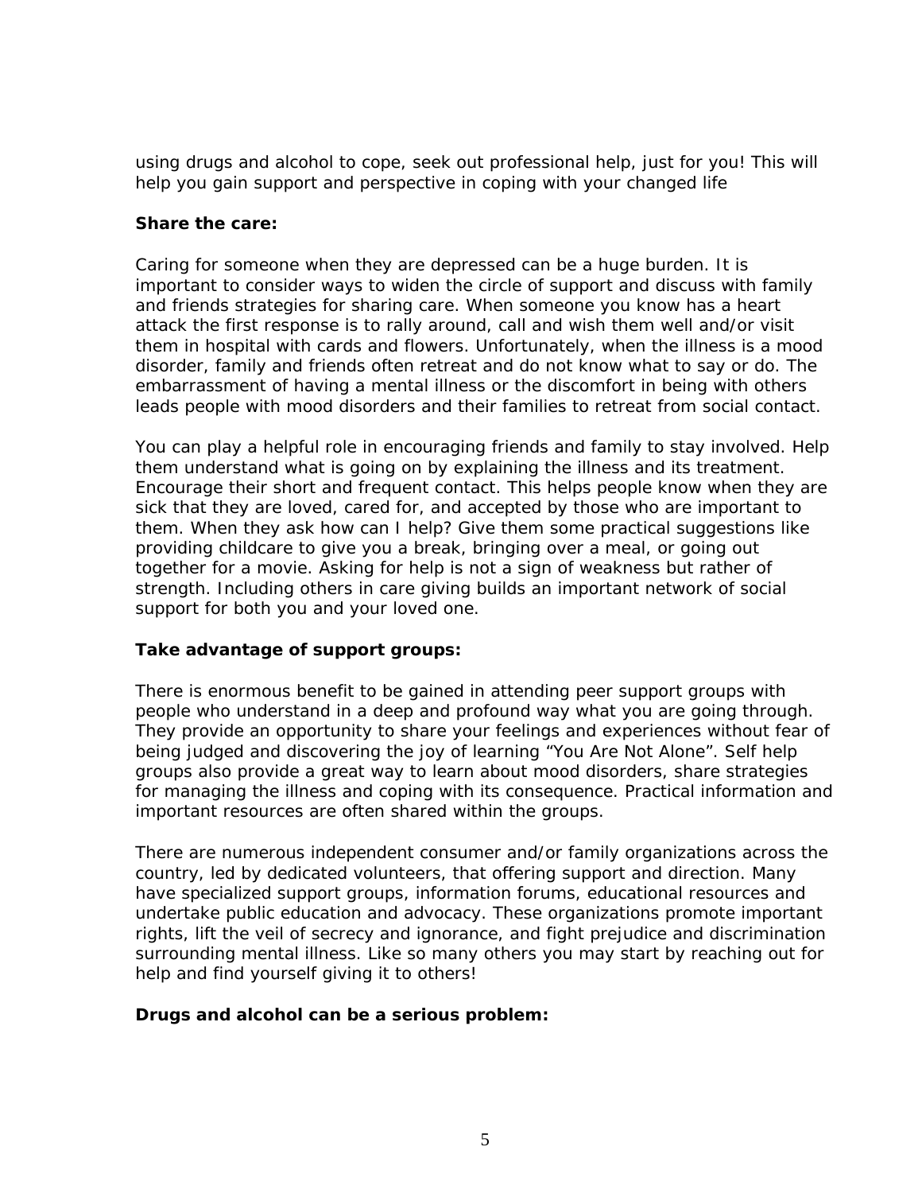using drugs and alcohol to cope, seek out professional help, just for you! This will help you gain support and perspective in coping with your changed life

**Share the care:**

Caring for someone when they are depressed can be a huge burden. It is important to consider ways to widen the circle of support and discuss with family and friends strategies for sharing care. When someone you know has a heart attack the first response is to rally around, call and wish them well and/or visit them in hospital with cards and flowers. Unfortunately, when the illness is a mood disorder, family and friends often retreat and do not know what to say or do. The embarrassment of having a mental illness or the discomfort in being with others leads people with mood disorders and their families to retreat from social contact.

You can play a helpful role in encouraging friends and family to stay involved. Help them understand what is going on by explaining the illness and its treatment. Encourage their short and frequent contact. This helps people know when they are sick that they are loved, cared for, and accepted by those who are important to them. When they ask how can I help? Give them some practical suggestions like providing childcare to give you a break, bringing over a meal, or going out together for a movie. Asking for help is not a sign of weakness but rather of strength. Including others in care giving builds an important network of social support for both you and your loved one.

**Take advantage of support groups:**

There is enormous benefit to be gained in attending peer support groups with people who understand in a deep and profound way what you are going through. They provide an opportunity to share your feelings and experiences without fear of being judged and discovering the joy of learning "You Are Not Alone". Self help groups also provide a great way to learn about mood disorders, share strategies for managing the illness and coping with its consequence. Practical information and important resources are often shared within the groups.

There are numerous independent consumer and/or family organizations across the country, led by dedicated volunteers, that offering support and direction. Many have specialized support groups, information forums, educational resources and undertake public education and advocacy. These organizations promote important rights, lift the veil of secrecy and ignorance, and fight prejudice and discrimination surrounding mental illness. Like so many others you may start by reaching out for help and find yourself giving it to others!

**Drugs and alcohol can be a serious problem:**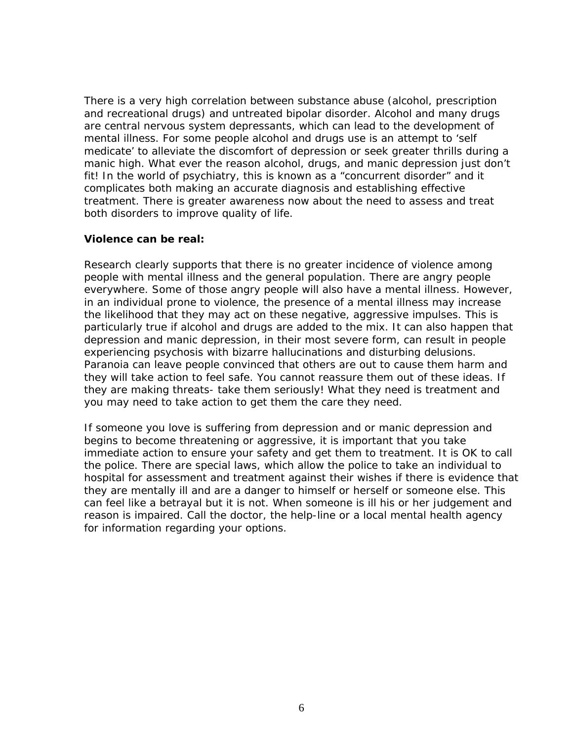There is a very high correlation between substance abuse (alcohol, prescription and recreational drugs) and untreated bipolar disorder. Alcohol and many drugs are central nervous system depressants, which can lead to the development of mental illness. For some people alcohol and drugs use is an attempt to 'self medicate' to alleviate the discomfort of depression or seek greater thrills during a manic high. What ever the reason alcohol, drugs, and manic depression just don't fit! In the world of psychiatry, this is known as a "concurrent disorder" and it complicates both making an accurate diagnosis and establishing effective treatment. There is greater awareness now about the need to assess and treat both disorders to improve quality of life.

**Violence can be real:**

Research clearly supports that there is no greater incidence of violence among people with mental illness and the general population. There are angry people everywhere. Some of those angry people will also have a mental illness. However, in an individual prone to violence, the presence of a mental illness may increase the likelihood that they may act on these negative, aggressive impulses. This is particularly true if alcohol and drugs are added to the mix. It can also happen that depression and manic depression, in their most severe form, can result in people experiencing psychosis with bizarre hallucinations and disturbing delusions. Paranoia can leave people convinced that others are out to cause them harm and they will take action to feel safe. You cannot reassure them out of these ideas. If they are making threats- take them seriously! What they need is treatment and you may need to take action to get them the care they need.

If someone you love is suffering from depression and or manic depression and begins to become threatening or aggressive, it is important that you take immediate action to ensure your safety and get them to treatment. It is OK to call the police. There are special laws, which allow the police to take an individual to hospital for assessment and treatment against their wishes if there is evidence that they are mentally ill and are a danger to himself or herself or someone else. This can feel like a betrayal but it is not. When someone is ill his or her judgement and reason is impaired. Call the doctor, the help-line or a local mental health agency for information regarding your options.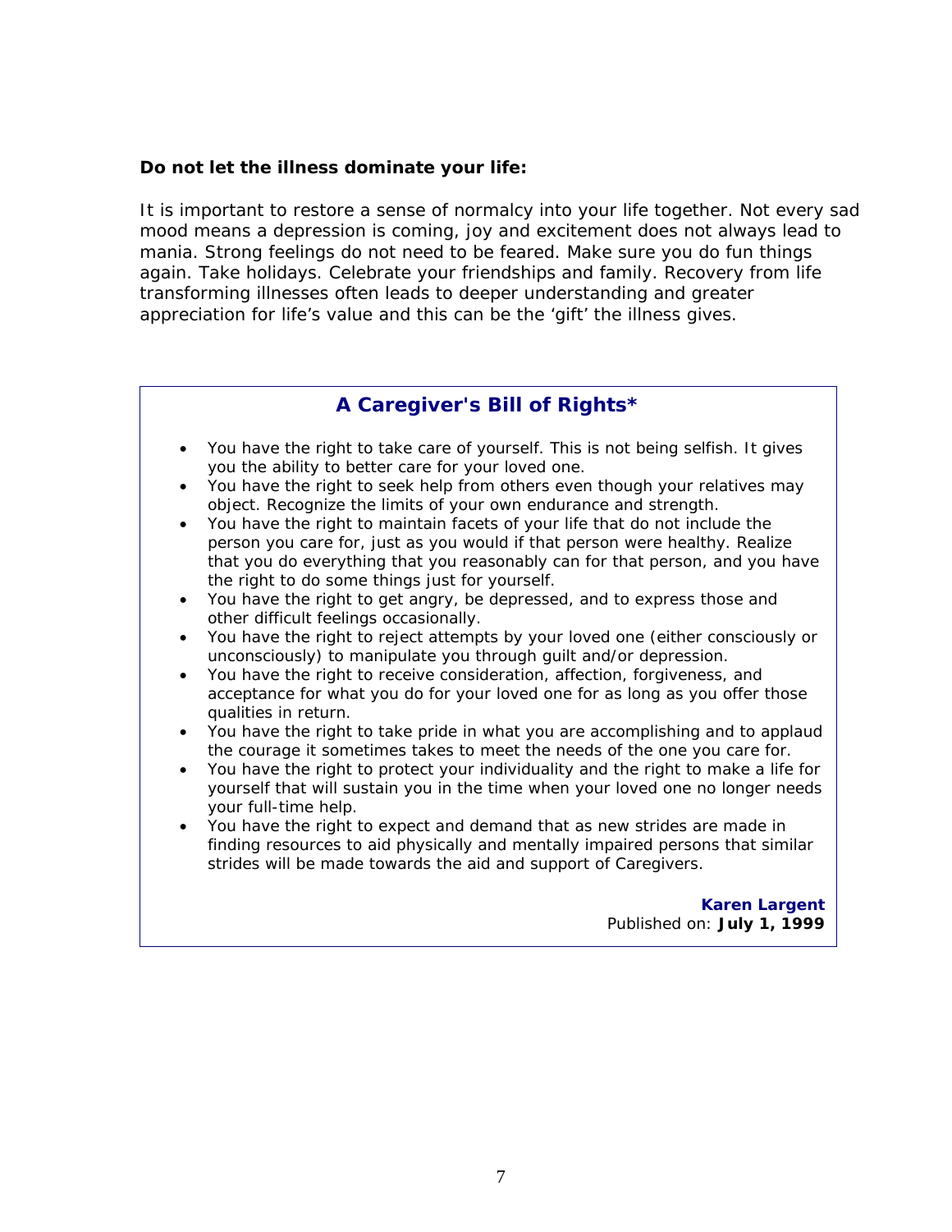**Do not let the illness dominate your life:**

It is important to restore a sense of normalcy into your life together. Not every sad mood means a depression is coming, joy and excitement does not always lead to mania. Strong feelings do not need to be feared. Make sure you do fun things again. Take holidays. Celebrate your friendships and family. Recovery from life transforming illnesses often leads to deeper understanding and greater appreciation for life's value and this can be the 'gift' the illness gives.

## A Caregiver's Bill of Rights*

- You have the right to take care of yourself. This is not being selfish. It gives you the ability to better care for your loved one.
- You have the right to seek help from others even though your relatives may object. Recognize the limits of your own endurance and strength.
- You have the right to maintain facets of your life that do not include the person you care for, just as you would if that person were healthy. Realize that you do everything that you reasonably can for that person, and you have the right to do some things just for yourself.
- You have the right to get angry, be depressed, and to express those and other difficult feelings occasionally.
- You have the right to reject attempts by your loved one (either consciously or unconsciously) to manipulate you through guilt and/or depression.
- You have the right to receive consideration, affection, forgiveness, and acceptance for what you do for your loved one for as long as you offer those qualities in return.
- You have the right to take pride in what you are accomplishing and to applaud the courage it sometimes takes to meet the needs of the one you care for.
- You have the right to protect your individuality and the right to make a life for yourself that will sustain you in the time when your loved one no longer needs your full-time help.
- You have the right to expect and demand that as new strides are made in finding resources to aid physically and mentally impaired persons that similar strides will be made towards the aid and support of Caregivers.

**Karen Largent**
Published on: **July 1, 1999**